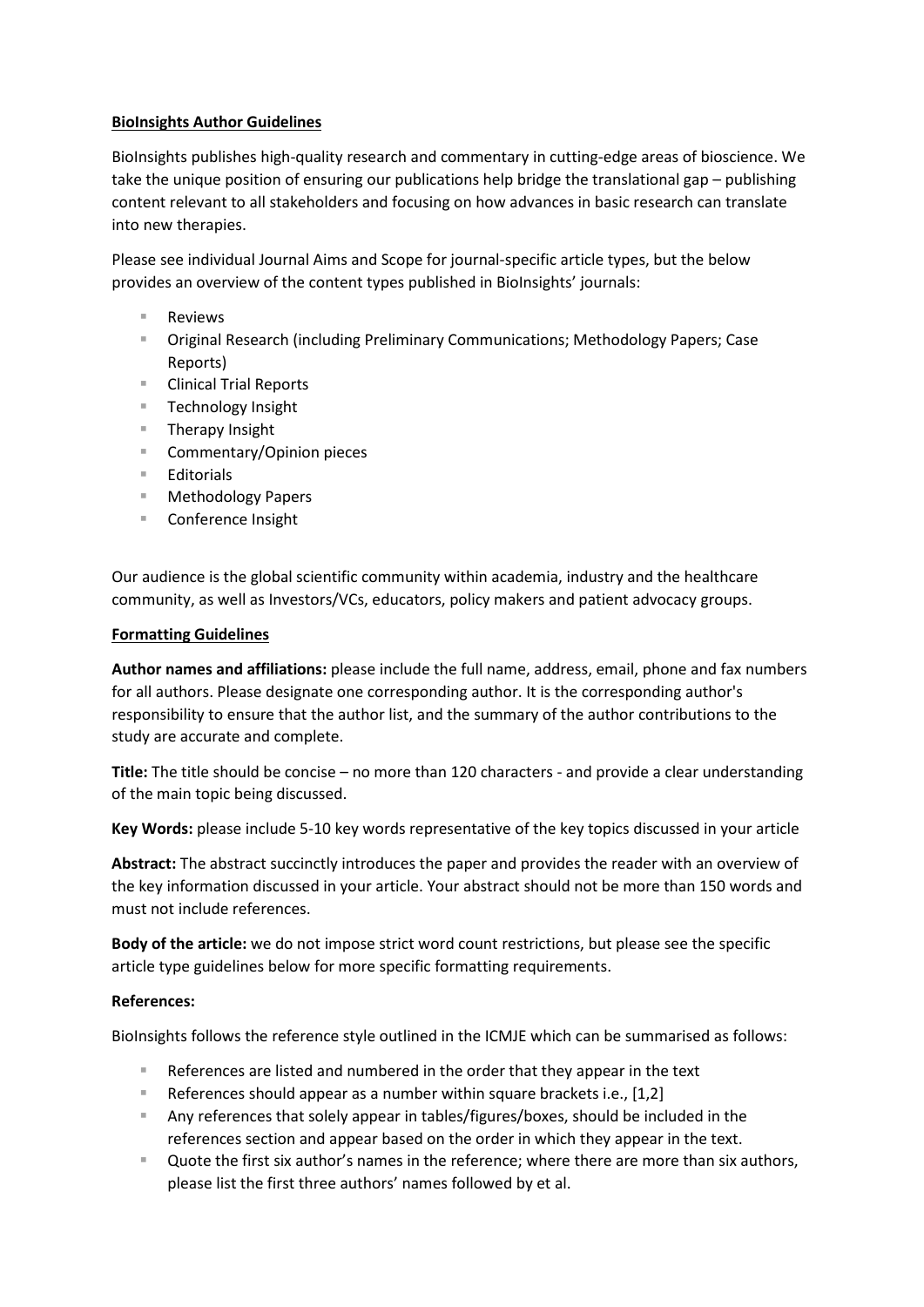**BioInsights Author Guidelines**

BioInsights publishes high-quality research and commentary in cutting-edge areas of bioscience. We take the unique position of ensuring our publications help bridge the translational gap – publishing content relevant to all stakeholders and focusing on how advances in basic research can translate into new therapies.

Please see individual Journal Aims and Scope for journal-specific article types, but the below provides an overview of the content types published in BioInsights' journals:

- Reviews
- Original Research (including Preliminary Communications; Methodology Papers; Case Reports)
- Clinical Trial Reports
- Technology Insight
- Therapy Insight
- Commentary/Opinion pieces
- Editorials
- Methodology Papers
- Conference Insight

Our audience is the global scientific community within academia, industry and the healthcare community, as well as Investors/VCs, educators, policy makers and patient advocacy groups.

**Formatting Guidelines**

**Author names and affiliations:** please include the full name, address, email, phone and fax numbers for all authors. Please designate one corresponding author. It is the corresponding author's responsibility to ensure that the author list, and the summary of the author contributions to the study are accurate and complete.

**Title:** The title should be concise – no more than 120 characters - and provide a clear understanding of the main topic being discussed.

**Key Words:** please include 5-10 key words representative of the key topics discussed in your article

**Abstract:** The abstract succinctly introduces the paper and provides the reader with an overview of the key information discussed in your article. Your abstract should not be more than 150 words and must not include references.

**Body of the article:** we do not impose strict word count restrictions, but please see the specific article type guidelines below for more specific formatting requirements.

**References:**

BioInsights follows the reference style outlined in the ICMJE which can be summarised as follows:

- References are listed and numbered in the order that they appear in the text
- References should appear as a number within square brackets i.e., [1,2]
- Any references that solely appear in tables/figures/boxes, should be included in the references section and appear based on the order in which they appear in the text.
- Quote the first six author's names in the reference; where there are more than six authors, please list the first three authors' names followed by et al.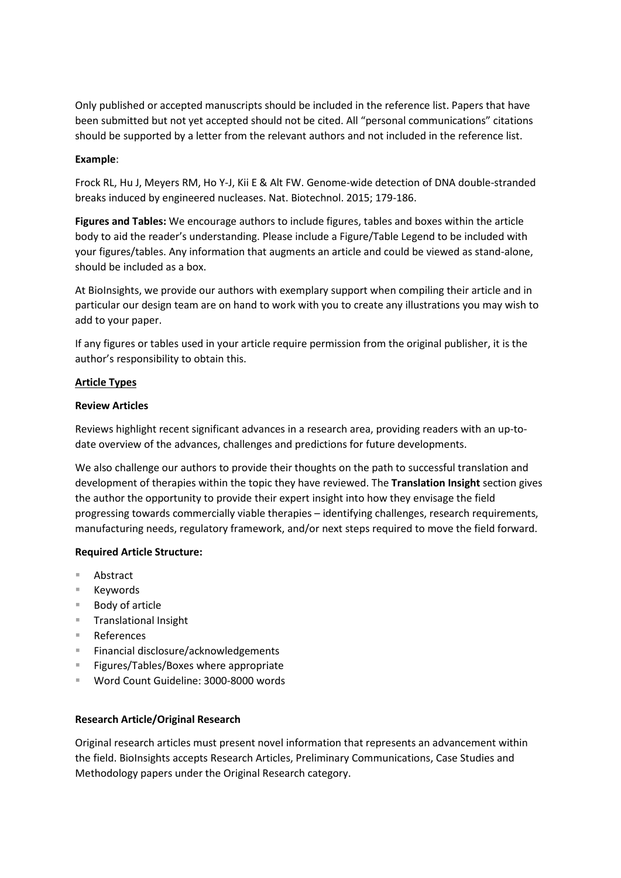Only published or accepted manuscripts should be included in the reference list. Papers that have been submitted but not yet accepted should not be cited. All "personal communications" citations should be supported by a letter from the relevant authors and not included in the reference list.

**Example**:

Frock RL, Hu J, Meyers RM, Ho Y-J, Kii E & Alt FW. Genome-wide detection of DNA double-stranded breaks induced by engineered nucleases. Nat. Biotechnol. 2015; 179-186.

**Figures and Tables:** We encourage authors to include figures, tables and boxes within the article body to aid the reader's understanding. Please include a Figure/Table Legend to be included with your figures/tables. Any information that augments an article and could be viewed as stand-alone, should be included as a box.

At BioInsights, we provide our authors with exemplary support when compiling their article and in particular our design team are on hand to work with you to create any illustrations you may wish to add to your paper.

If any figures or tables used in your article require permission from the original publisher, it is the author's responsibility to obtain this.

## Article Types

### Review Articles

Reviews highlight recent significant advances in a research area, providing readers with an up-to-date overview of the advances, challenges and predictions for future developments.

We also challenge our authors to provide their thoughts on the path to successful translation and development of therapies within the topic they have reviewed. The **Translation Insight** section gives the author the opportunity to provide their expert insight into how they envisage the field progressing towards commercially viable therapies – identifying challenges, research requirements, manufacturing needs, regulatory framework, and/or next steps required to move the field forward.

**Required Article Structure:**

- Abstract
- Keywords
- Body of article
- Translational Insight
- References
- Financial disclosure/acknowledgements
- Figures/Tables/Boxes where appropriate
- Word Count Guideline: 3000-8000 words

### Research Article/Original Research

Original research articles must present novel information that represents an advancement within the field. BioInsights accepts Research Articles, Preliminary Communications, Case Studies and Methodology papers under the Original Research category.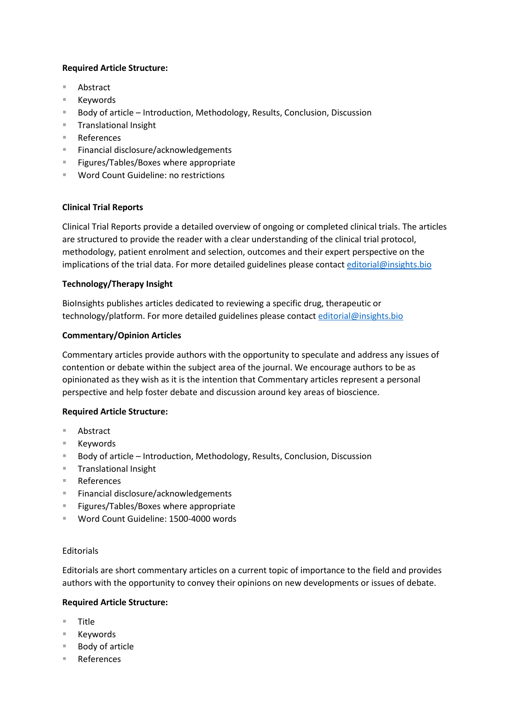**Required Article Structure:**

- Abstract
- Keywords
- Body of article – Introduction, Methodology, Results, Conclusion, Discussion
- Translational Insight
- References
- Financial disclosure/acknowledgements
- Figures/Tables/Boxes where appropriate
- Word Count Guideline: no restrictions

**Clinical Trial Reports**

Clinical Trial Reports provide a detailed overview of ongoing or completed clinical trials. The articles are structured to provide the reader with a clear understanding of the clinical trial protocol, methodology, patient enrolment and selection, outcomes and their expert perspective on the implications of the trial data. For more detailed guidelines please contact editorial@insights.bio

**Technology/Therapy Insight**

BioInsights publishes articles dedicated to reviewing a specific drug, therapeutic or technology/platform. For more detailed guidelines please contact editorial@insights.bio

**Commentary/Opinion Articles**

Commentary articles provide authors with the opportunity to speculate and address any issues of contention or debate within the subject area of the journal. We encourage authors to be as opinionated as they wish as it is the intention that Commentary articles represent a personal perspective and help foster debate and discussion around key areas of bioscience.

**Required Article Structure:**

- Abstract
- Keywords
- Body of article – Introduction, Methodology, Results, Conclusion, Discussion
- Translational Insight
- References
- Financial disclosure/acknowledgements
- Figures/Tables/Boxes where appropriate
- Word Count Guideline: 1500-4000 words

Editorials

Editorials are short commentary articles on a current topic of importance to the field and provides authors with the opportunity to convey their opinions on new developments or issues of debate.

**Required Article Structure:**

- Title
- Keywords
- Body of article
- References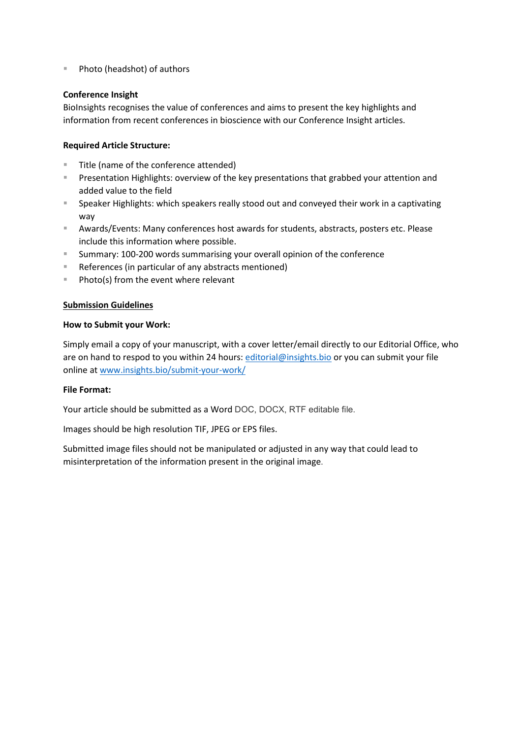- Photo (headshot) of authors

**Conference Insight**

BioInsights recognises the value of conferences and aims to present the key highlights and information from recent conferences in bioscience with our Conference Insight articles.

**Required Article Structure:**

- Title (name of the conference attended)
- Presentation Highlights: overview of the key presentations that grabbed your attention and added value to the field
- Speaker Highlights: which speakers really stood out and conveyed their work in a captivating way
- Awards/Events: Many conferences host awards for students, abstracts, posters etc. Please include this information where possible.
- Summary: 100-200 words summarising your overall opinion of the conference
- References (in particular of any abstracts mentioned)
- Photo(s) from the event where relevant

## Submission Guidelines

**How to Submit your Work:**

Simply email a copy of your manuscript, with a cover letter/email directly to our Editorial Office, who are on hand to respod to you within 24 hours: editorial@insights.bio or you can submit your file online at www.insights.bio/submit-your-work/

**File Format:**

Your article should be submitted as a Word DOC, DOCX, RTF editable file.

Images should be high resolution TIF, JPEG or EPS files.

Submitted image files should not be manipulated or adjusted in any way that could lead to misinterpretation of the information present in the original image.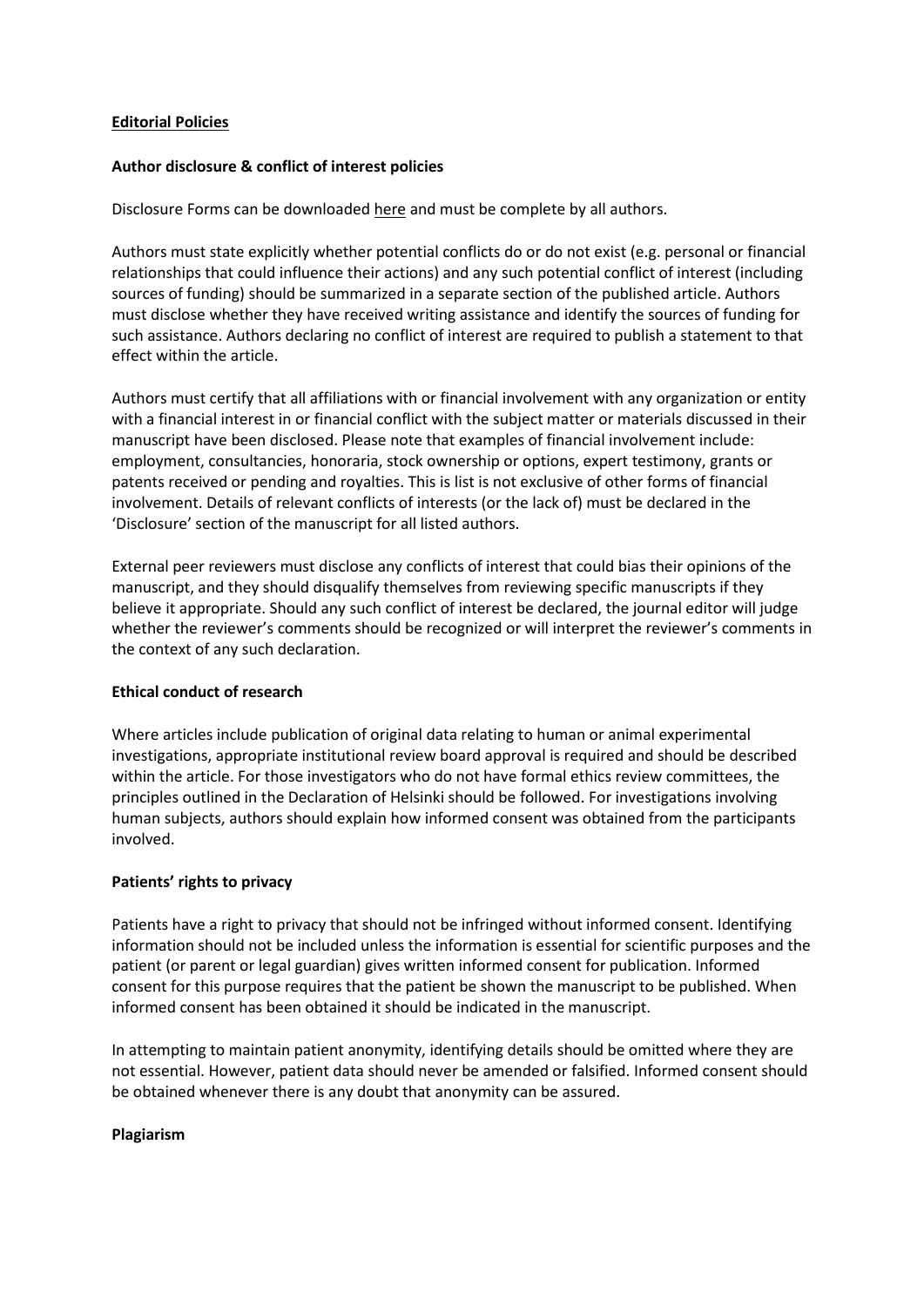## Editorial Policies

### Author disclosure & conflict of interest policies

Disclosure Forms can be downloaded here and must be complete by all authors.

Authors must state explicitly whether potential conflicts do or do not exist (e.g. personal or financial relationships that could influence their actions) and any such potential conflict of interest (including sources of funding) should be summarized in a separate section of the published article. Authors must disclose whether they have received writing assistance and identify the sources of funding for such assistance. Authors declaring no conflict of interest are required to publish a statement to that effect within the article.

Authors must certify that all affiliations with or financial involvement with any organization or entity with a financial interest in or financial conflict with the subject matter or materials discussed in their manuscript have been disclosed. Please note that examples of financial involvement include: employment, consultancies, honoraria, stock ownership or options, expert testimony, grants or patents received or pending and royalties. This is list is not exclusive of other forms of financial involvement. Details of relevant conflicts of interests (or the lack of) must be declared in the 'Disclosure' section of the manuscript for all listed authors.

External peer reviewers must disclose any conflicts of interest that could bias their opinions of the manuscript, and they should disqualify themselves from reviewing specific manuscripts if they believe it appropriate. Should any such conflict of interest be declared, the journal editor will judge whether the reviewer's comments should be recognized or will interpret the reviewer's comments in the context of any such declaration.

### Ethical conduct of research

Where articles include publication of original data relating to human or animal experimental investigations, appropriate institutional review board approval is required and should be described within the article. For those investigators who do not have formal ethics review committees, the principles outlined in the Declaration of Helsinki should be followed. For investigations involving human subjects, authors should explain how informed consent was obtained from the participants involved.

### Patients' rights to privacy

Patients have a right to privacy that should not be infringed without informed consent. Identifying information should not be included unless the information is essential for scientific purposes and the patient (or parent or legal guardian) gives written informed consent for publication. Informed consent for this purpose requires that the patient be shown the manuscript to be published. When informed consent has been obtained it should be indicated in the manuscript.

In attempting to maintain patient anonymity, identifying details should be omitted where they are not essential. However, patient data should never be amended or falsified. Informed consent should be obtained whenever there is any doubt that anonymity can be assured.

### Plagiarism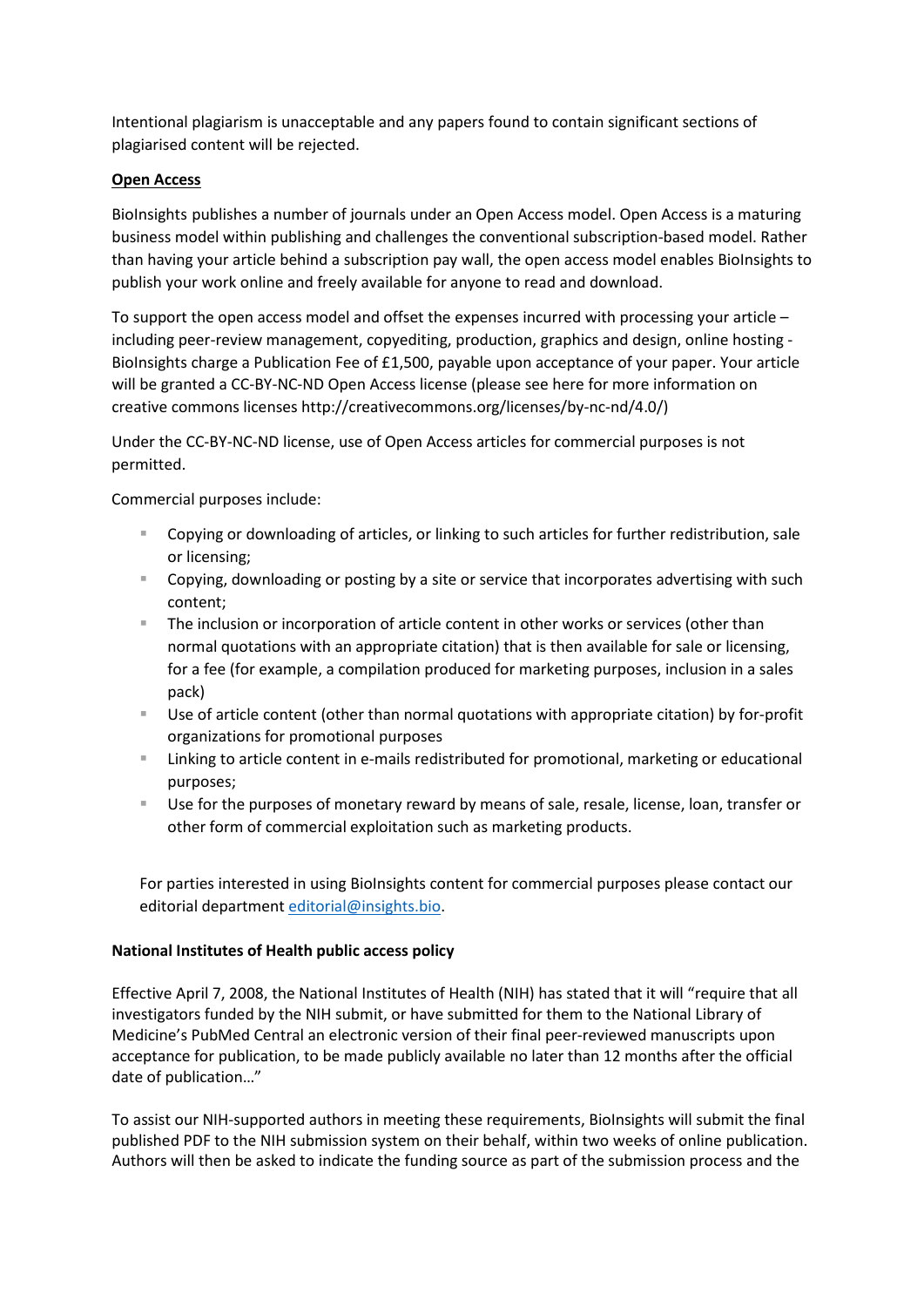Intentional plagiarism is unacceptable and any papers found to contain significant sections of plagiarised content will be rejected.

**Open Access**

BioInsights publishes a number of journals under an Open Access model. Open Access is a maturing business model within publishing and challenges the conventional subscription-based model. Rather than having your article behind a subscription pay wall, the open access model enables BioInsights to publish your work online and freely available for anyone to read and download.

To support the open access model and offset the expenses incurred with processing your article – including peer-review management, copyediting, production, graphics and design, online hosting - BioInsights charge a Publication Fee of £1,500, payable upon acceptance of your paper. Your article will be granted a CC-BY-NC-ND Open Access license (please see here for more information on creative commons licenses http://creativecommons.org/licenses/by-nc-nd/4.0/)

Under the CC-BY-NC-ND license, use of Open Access articles for commercial purposes is not permitted.

Commercial purposes include:

- Copying or downloading of articles, or linking to such articles for further redistribution, sale or licensing;
- Copying, downloading or posting by a site or service that incorporates advertising with such content;
- The inclusion or incorporation of article content in other works or services (other than normal quotations with an appropriate citation) that is then available for sale or licensing, for a fee (for example, a compilation produced for marketing purposes, inclusion in a sales pack)
- Use of article content (other than normal quotations with appropriate citation) by for-profit organizations for promotional purposes
- Linking to article content in e-mails redistributed for promotional, marketing or educational purposes;
- Use for the purposes of monetary reward by means of sale, resale, license, loan, transfer or other form of commercial exploitation such as marketing products.

For parties interested in using BioInsights content for commercial purposes please contact our editorial department editorial@insights.bio.

**National Institutes of Health public access policy**

Effective April 7, 2008, the National Institutes of Health (NIH) has stated that it will "require that all investigators funded by the NIH submit, or have submitted for them to the National Library of Medicine's PubMed Central an electronic version of their final peer-reviewed manuscripts upon acceptance for publication, to be made publicly available no later than 12 months after the official date of publication…"

To assist our NIH-supported authors in meeting these requirements, BioInsights will submit the final published PDF to the NIH submission system on their behalf, within two weeks of online publication. Authors will then be asked to indicate the funding source as part of the submission process and the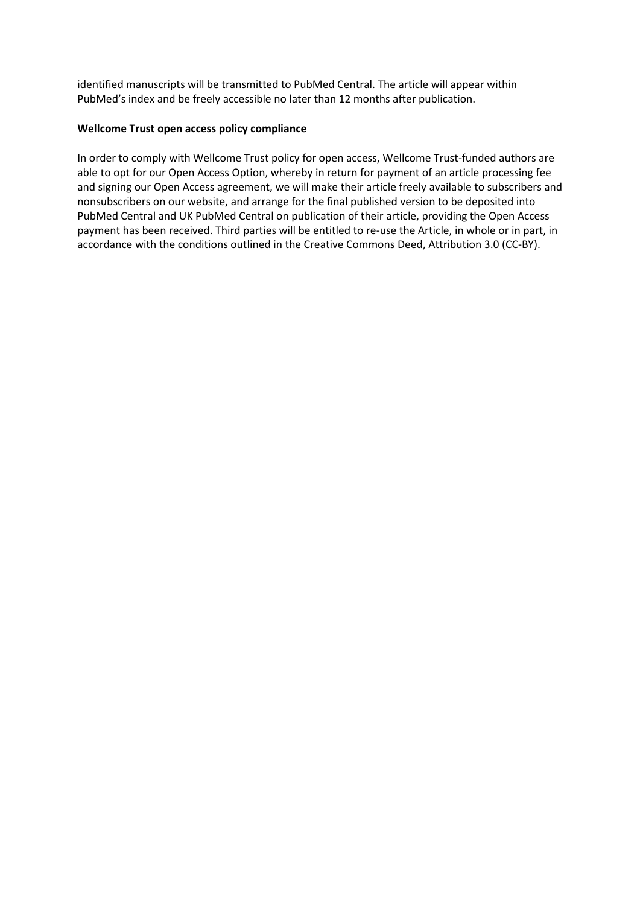identified manuscripts will be transmitted to PubMed Central. The article will appear within PubMed's index and be freely accessible no later than 12 months after publication.

**Wellcome Trust open access policy compliance**

In order to comply with Wellcome Trust policy for open access, Wellcome Trust-funded authors are able to opt for our Open Access Option, whereby in return for payment of an article processing fee and signing our Open Access agreement, we will make their article freely available to subscribers and nonsubscribers on our website, and arrange for the final published version to be deposited into PubMed Central and UK PubMed Central on publication of their article, providing the Open Access payment has been received. Third parties will be entitled to re-use the Article, in whole or in part, in accordance with the conditions outlined in the Creative Commons Deed, Attribution 3.0 (CC-BY).